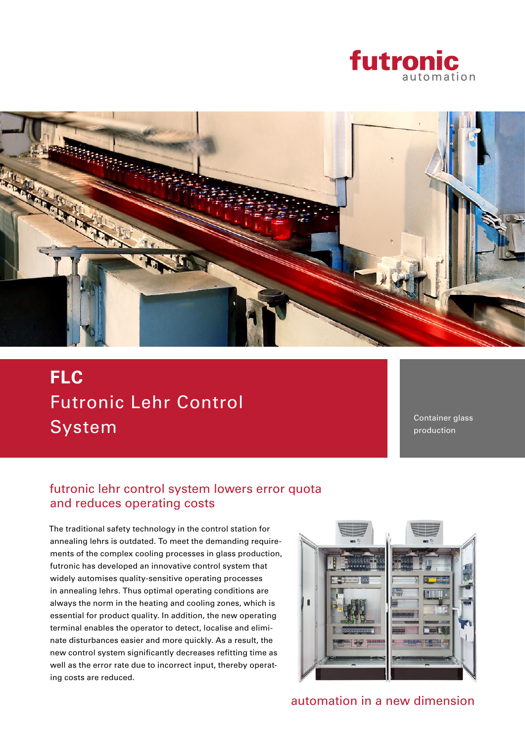futronic automation

# FLC
# Futronic Lehr Control System

Container glass production

## futronic lehr control system lowers error quota and reduces operating costs

The traditional safety technology in the control station for annealing lehrs is outdated. To meet the demanding requirements of the complex cooling processes in glass production, futronic has developed an innovative control system that widely automises quality-sensitive operating processes in annealing lehrs. Thus optimal operating conditions are always the norm in the heating and cooling zones, which is essential for product quality. In addition, the new operating terminal enables the operator to detect, localise and eliminate disturbances easier and more quickly. As a result, the new control system significantly decreases refitting time as well as the error rate due to incorrect input, thereby operating costs are reduced.

automation in a new dimension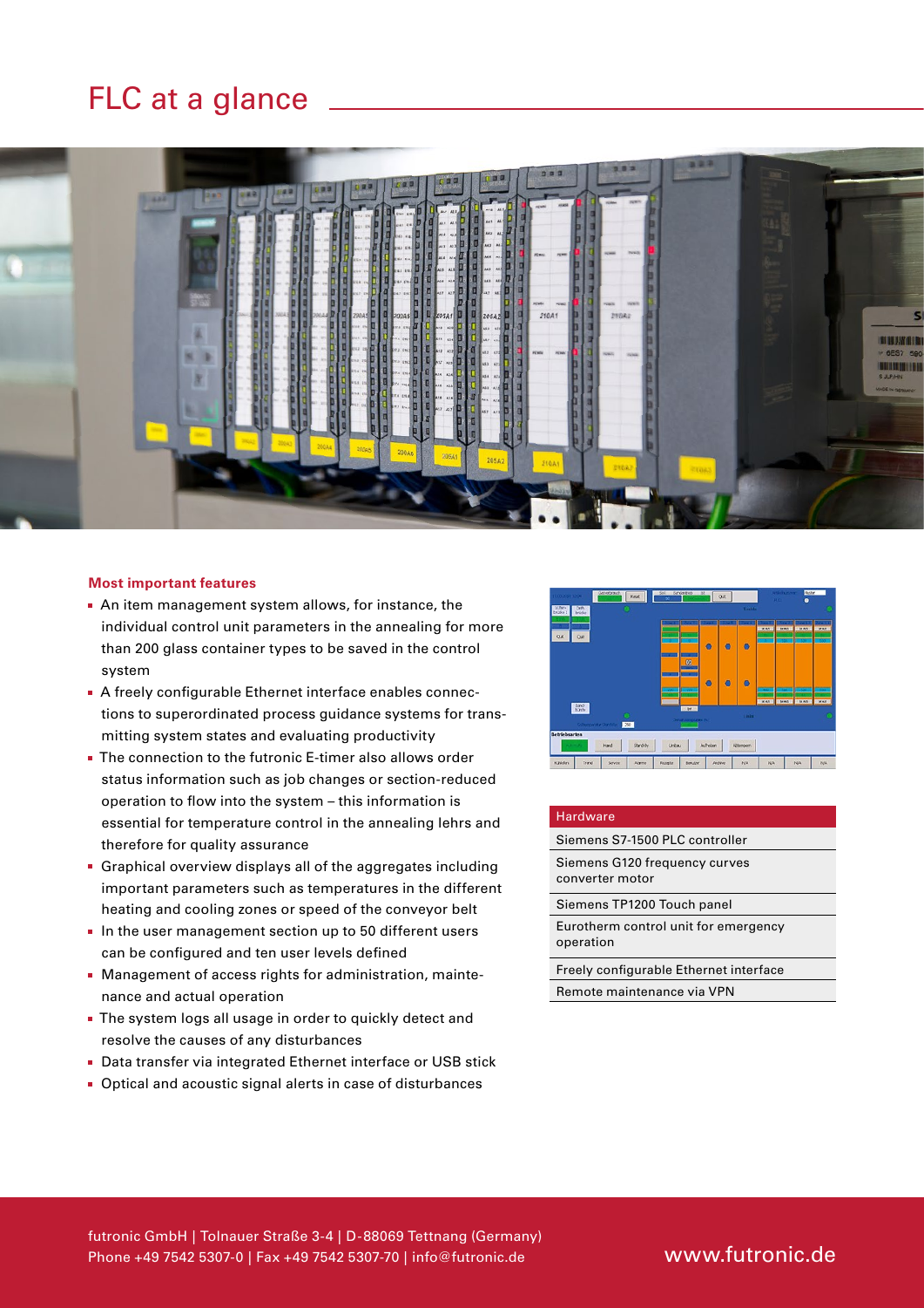# FLC at a glance

**Most important features**

- An item management system allows, for instance, the individual control unit parameters in the annealing for more than 200 glass container types to be saved in the control system
- A freely configurable Ethernet interface enables connections to superordinated process guidance systems for transmitting system states and evaluating productivity
- The connection to the futronic E-timer also allows order status information such as job changes or section-reduced operation to flow into the system – this information is essential for temperature control in the annealing lehrs and therefore for quality assurance
- Graphical overview displays all of the aggregates including important parameters such as temperatures in the different heating and cooling zones or speed of the conveyor belt
- In the user management section up to 50 different users can be configured and ten user levels defined
- Management of access rights for administration, maintenance and actual operation
- The system logs all usage in order to quickly detect and resolve the causes of any disturbances
- Data transfer via integrated Ethernet interface or USB stick
- Optical and acoustic signal alerts in case of disturbances

| Hardware |
|---|
| Siemens S7-1500 PLC controller |
| Siemens G120 frequency curves converter motor |
| Siemens TP1200 Touch panel |
| Eurotherm control unit for emergency operation |
| Freely configurable Ethernet interface |
| Remote maintenance via VPN |

futronic GmbH | Tolnauer Straße 3-4 | D-88069 Tettnang (Germany)
Phone +49 7542 5307-0 | Fax +49 7542 5307-70 | info@futronic.de

www.futronic.de